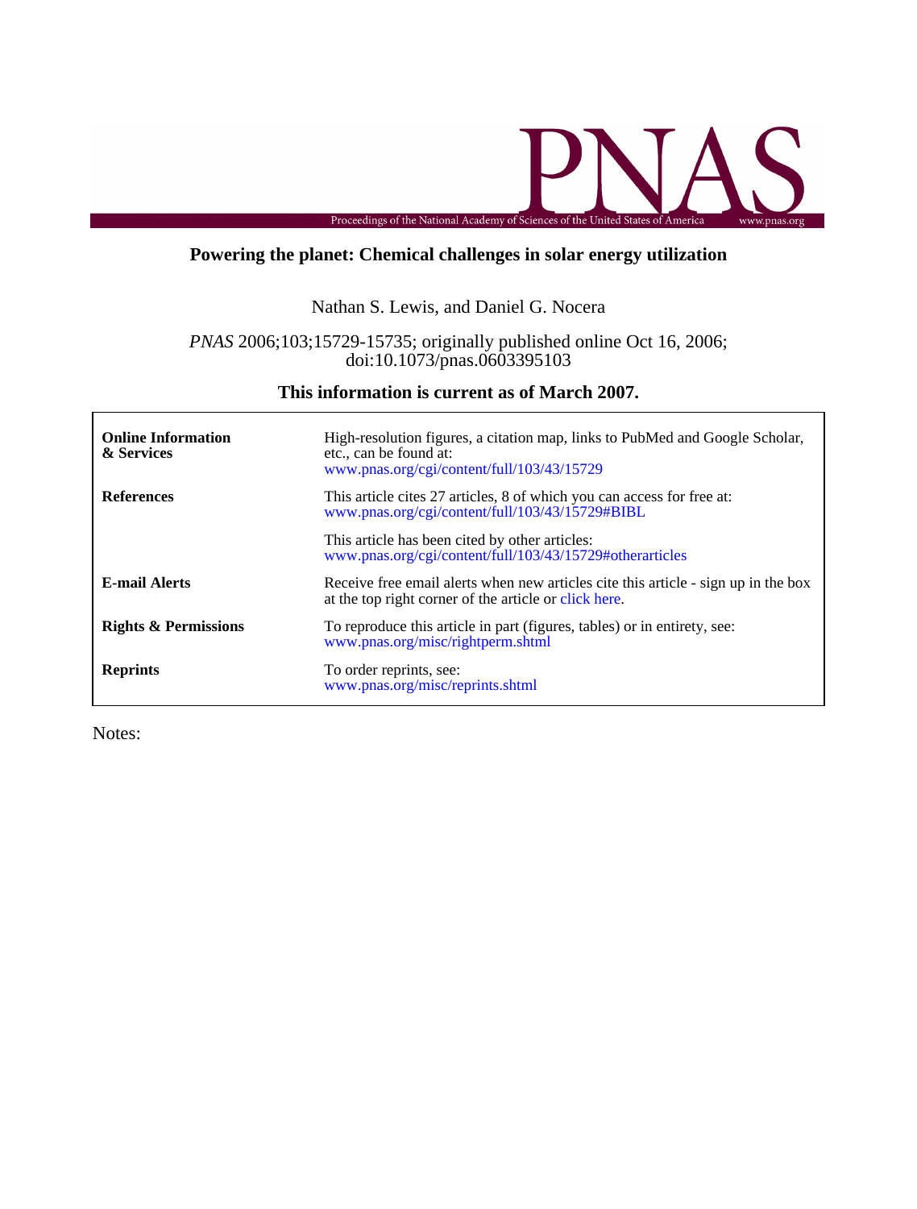PNAS

Proceedings of the National Academy of Sciences of the United States of America — www.pnas.org

# Powering the planet: Chemical challenges in solar energy utilization

Nathan S. Lewis, and Daniel G. Nocera

*PNAS* 2006;103;15729-15735; originally published online Oct 16, 2006;
doi:10.1073/pnas.0603395103

## This information is current as of March 2007.

| | |
|---|---|
| **Online Information & Services** | High-resolution figures, a citation map, links to PubMed and Google Scholar, etc., can be found at: www.pnas.org/cgi/content/full/103/43/15729 |
| **References** | This article cites 27 articles, 8 of which you can access for free at: www.pnas.org/cgi/content/full/103/43/15729#BIBL |
| | This article has been cited by other articles: www.pnas.org/cgi/content/full/103/43/15729#otherarticles |
| **E-mail Alerts** | Receive free email alerts when new articles cite this article - sign up in the box at the top right corner of the article or click here. |
| **Rights & Permissions** | To reproduce this article in part (figures, tables) or in entirety, see: www.pnas.org/misc/rightperm.shtml |
| **Reprints** | To order reprints, see: www.pnas.org/misc/reprints.shtml |

Notes: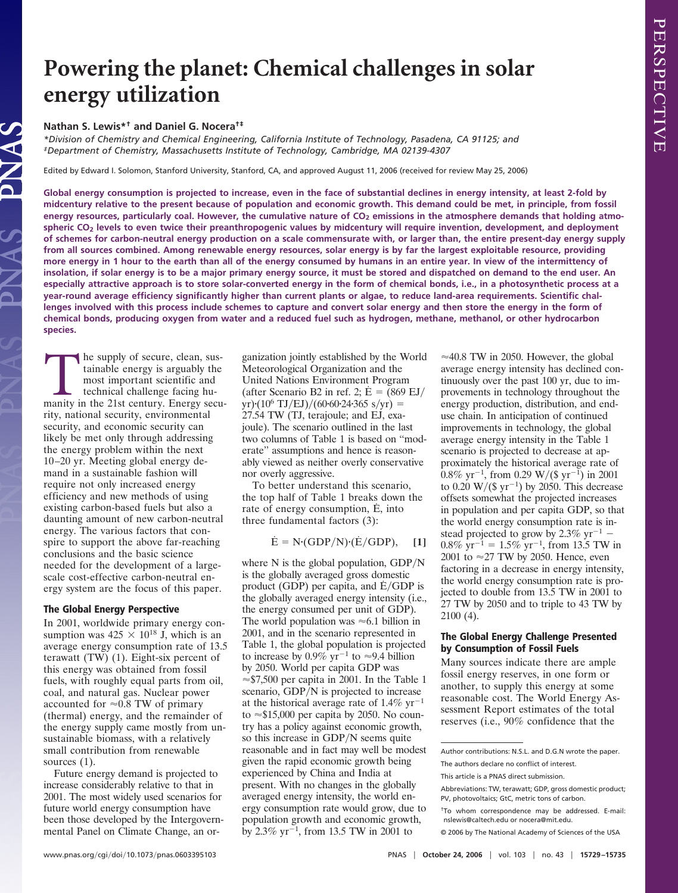# Powering the planet: Chemical challenges in solar energy utilization

**Nathan S. Lewis*† and Daniel G. Nocera†‡**

*Division of Chemistry and Chemical Engineering, California Institute of Technology, Pasadena, CA 91125; and ‡Department of Chemistry, Massachusetts Institute of Technology, Cambridge, MA 02139-4307

Edited by Edward I. Solomon, Stanford University, Stanford, CA, and approved August 11, 2006 (received for review May 25, 2006)

**Global energy consumption is projected to increase, even in the face of substantial declines in energy intensity, at least 2-fold by midcentury relative to the present because of population and economic growth. This demand could be met, in principle, from fossil energy resources, particularly coal. However, the cumulative nature of $CO_2$ emissions in the atmosphere demands that holding atmospheric $CO_2$ levels to even twice their preanthropogenic values by midcentury will require invention, development, and deployment of schemes for carbon-neutral energy production on a scale commensurate with, or larger than, the entire present-day energy supply from all sources combined. Among renewable energy resources, solar energy is by far the largest exploitable resource, providing more energy in 1 hour to the earth than all of the energy consumed by humans in an entire year. In view of the intermittency of insolation, if solar energy is to be a major primary energy source, it must be stored and dispatched on demand to the end user. An especially attractive approach is to store solar-converted energy in the form of chemical bonds, i.e., in a photosynthetic process at a year-round average efficiency significantly higher than current plants or algae, to reduce land-area requirements. Scientific challenges involved with this process include schemes to capture and convert solar energy and then store the energy in the form of chemical bonds, producing oxygen from water and a reduced fuel such as hydrogen, methane, methanol, or other hydrocarbon species.**

The supply of secure, clean, sustainable energy is arguably the most important scientific and technical challenge facing humanity in the 21st century. Energy security, national security, environmental security, and economic security can likely be met only through addressing the energy problem within the next 10–20 yr. Meeting global energy demand in a sustainable fashion will require not only increased energy efficiency and new methods of using existing carbon-based fuels but also a daunting amount of new carbon-neutral energy. The various factors that conspire to support the above far-reaching conclusions and the basic science needed for the development of a large-scale cost-effective carbon-neutral energy system are the focus of this paper.

### The Global Energy Perspective

In 2001, worldwide primary energy consumption was $425 \times 10^{18}$ J, which is an average energy consumption rate of 13.5 terawatt (TW) (1). Eight-six percent of this energy was obtained from fossil fuels, with roughly equal parts from oil, coal, and natural gas. Nuclear power accounted for ≈0.8 TW of primary (thermal) energy, and the remainder of the energy supply came mostly from unsustainable biomass, with a relatively small contribution from renewable sources (1).

Future energy demand is projected to increase considerably relative to that in 2001. The most widely used scenarios for future world energy consumption have been those developed by the Intergovernmental Panel on Climate Change, an organization jointly established by the World Meteorological Organization and the United Nations Environment Program (after Scenario B2 in ref. 2; $\dot{E}$ = (869 EJ/yr)·($10^6$ TJ/EJ)/(60·60·24·365 s/yr) = 27.54 TW (TJ, terajoule; and EJ, exajoule). The scenario outlined in the last two columns of Table 1 is based on "moderate" assumptions and hence is reasonably viewed as neither overly conservative nor overly aggressive.

To better understand this scenario, the top half of Table 1 breaks down the rate of energy consumption, $\dot{E}$, into three fundamental factors (3):

$$\dot{E} = N \cdot (GDP/N) \cdot (\dot{E}/GDP), \quad [1]$$

where N is the global population, GDP/N is the globally averaged gross domestic product (GDP) per capita, and $\dot{E}$/GDP is the globally averaged energy intensity (i.e., the energy consumed per unit of GDP). The world population was ≈6.1 billion in 2001, and in the scenario represented in Table 1, the global population is projected to increase by 0.9% $yr^{-1}$ to ≈9.4 billion by 2050. World per capita GDP was ≈\$7,500 per capita in 2001. In the Table 1 scenario, GDP/N is projected to increase at the historical average rate of 1.4% $yr^{-1}$ to ≈\$15,000 per capita by 2050. No country has a policy against economic growth, so this increase in GDP/N seems quite reasonable and in fact may well be modest given the rapid economic growth being experienced by China and India at present. With no changes in the globally averaged energy intensity, the world energy consumption rate would grow, due to population growth and economic growth, by 2.3% $yr^{-1}$, from 13.5 TW in 2001 to ≈40.8 TW in 2050. However, the global average energy intensity has declined continuously over the past 100 yr, due to improvements in technology throughout the energy production, distribution, and end-use chain. In anticipation of continued improvements in technology, the global average energy intensity in the Table 1 scenario is projected to decrease at approximately the historical average rate of 0.8% $yr^{-1}$, from 0.29 W/(\$ $yr^{-1}$) in 2001 to 0.20 W/(\$ $yr^{-1}$) by 2050. This decrease offsets somewhat the projected increases in population and per capita GDP, so that the world energy consumption rate is instead projected to grow by 2.3% $yr^{-1}$ − 0.8% $yr^{-1}$ = 1.5% $yr^{-1}$, from 13.5 TW in 2001 to ≈27 TW by 2050. Hence, even factoring in a decrease in energy intensity, the world energy consumption rate is projected to double from 13.5 TW in 2001 to 27 TW by 2050 and to triple to 43 TW by 2100 (4).

### The Global Energy Challenge Presented by Consumption of Fossil Fuels

Many sources indicate there are ample fossil energy reserves, in one form or another, to supply this energy at some reasonable cost. The World Energy Assessment Report estimates of the total reserves (i.e., 90% confidence that the

Author contributions: N.S.L. and D.G.N wrote the paper.

The authors declare no conflict of interest.

This article is a PNAS direct submission.

Abbreviations: TW, terawatt; GDP, gross domestic product; PV, photovoltaics; GtC, metric tons of carbon.

†To whom correspondence may be addressed. E-mail: nslewis@caltech.edu or nocera@mit.edu.

© 2006 by The National Academy of Sciences of the USA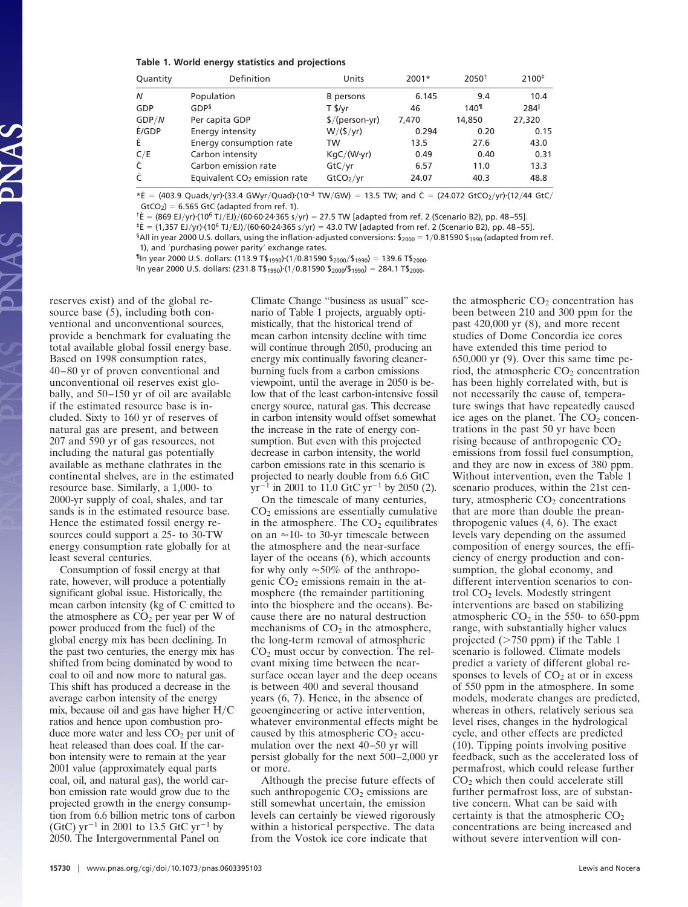**Table 1. World energy statistics and projections**

| Quantity | Definition | Units | 2001* | 2050[†] | 2100[‡] |
|---|---|---|---|---|---|
| $N$ | Population | B persons | 6.145 | 9.4 | 10.4 |
| GDP | GDP[§] | T \$/yr | 46 | 140[¶] | 284[‖] |
| GDP/$N$ | Per capita GDP | \$/(person-yr) | 7,470 | 14,850 | 27,320 |
| $\dot{E}$/GDP | Energy intensity | W/(\$/yr) | 0.294 | 0.20 | 0.15 |
| $\dot{E}$ | Energy consumption rate | TW | 13.5 | 27.6 | 43.0 |
| C/E | Carbon intensity | KgC/(W·yr) | 0.49 | 0.40 | 0.31 |
| $\dot{C}$ | Carbon emission rate | GtC/yr | 6.57 | 11.0 | 13.3 |
| $\dot{C}$ | Equivalent $CO_2$ emission rate | $GtCO_2$/yr | 24.07 | 40.3 | 48.8 |

*$\dot{E}$ = (403.9 Quads/yr)·(33.4 GWyr/Quad)·($10^{-3}$ TW/GW) = 13.5 TW; and $\dot{C}$ = (24.072 $GtCO_2$/yr)·(12/44 GtC/$GtCO_2$) = 6.565 GtC (adapted from ref. 1).

†$\dot{E}$ = (869 EJ/yr)·($10^6$ TJ/EJ)/(60·60·24·365 s/yr) = 27.5 TW [adapted from ref. 2 (Scenario B2), pp. 48–55].

‡$\dot{E}$ = (1,357 EJ/yr)·($10^6$ TJ/EJ)/(60·60·24·365 s/yr) = 43.0 TW [adapted from ref. 2 (Scenario B2), pp. 48–55].

§All in year 2000 U.S. dollars, using the inflation-adjusted conversions: $\$_{2000}$ = 1/0.81590 $\$_{1990}$ (adapted from ref. 1), and 'purchasing power parity' exchange rates.

¶In year 2000 U.S. dollars: (113.9 $T\$_{1990}$)·(1/0.81590 $\$_{2000}/\$_{1990}$) = 139.6 $T\$_{2000}$.

‖In year 2000 U.S. dollars: (231.8 $T\$_{1990}$)·(1/0.81590 $\$_{2000}/\$_{1990}$) = 284.1 $T\$_{2000}$.

reserves exist) and of the global resource base (5), including both conventional and unconventional sources, provide a benchmark for evaluating the total available global fossil energy base. Based on 1998 consumption rates, 40–80 yr of proven conventional and unconventional oil reserves exist globally, and 50–150 yr of oil are available if the estimated resource base is included. Sixty to 160 yr of reserves of natural gas are present, and between 207 and 590 yr of gas resources, not including the natural gas potentially available as methane clathrates in the continental shelves, are in the estimated resource base. Similarly, a 1,000- to 2000-yr supply of coal, shales, and tar sands is in the estimated resource base. Hence the estimated fossil energy resources could support a 25- to 30-TW energy consumption rate globally for at least several centuries.

Consumption of fossil energy at that rate, however, will produce a potentially significant global issue. Historically, the mean carbon intensity (kg of C emitted to the atmosphere as $CO_2$ per year per W of power produced from the fuel) of the global energy mix has been declining. In the past two centuries, the energy mix has shifted from being dominated by wood to coal to oil and now more to natural gas. This shift has produced a decrease in the average carbon intensity of the energy mix, because oil and gas have higher H/C ratios and hence upon combustion produce more water and less $CO_2$ per unit of heat released than does coal. If the carbon intensity were to remain at the year 2001 value (approximately equal parts coal, oil, and natural gas), the world carbon emission rate would grow due to the projected growth in the energy consumption from 6.6 billion metric tons of carbon (GtC) $yr^{-1}$ in 2001 to 13.5 GtC $yr^{-1}$ by 2050. The Intergovernmental Panel on Climate Change "business as usual" scenario of Table 1 projects, arguably optimistically, that the historical trend of mean carbon intensity decline with time will continue through 2050, producing an energy mix continually favoring cleaner-burning fuels from a carbon emissions viewpoint, until the average in 2050 is below that of the least carbon-intensive fossil energy source, natural gas. This decrease in carbon intensity would offset somewhat the increase in the rate of energy consumption. But even with this projected decrease in carbon intensity, the world carbon emissions rate in this scenario is projected to nearly double from 6.6 GtC $yr^{-1}$ in 2001 to 11.0 GtC $yr^{-1}$ by 2050 (2).

On the timescale of many centuries, $CO_2$ emissions are essentially cumulative in the atmosphere. The $CO_2$ equilibrates on an ≈10- to 30-yr timescale between the atmosphere and the near-surface layer of the oceans (6), which accounts for why only ≈50% of the anthropogenic $CO_2$ emissions remain in the atmosphere (the remainder partitioning into the biosphere and the oceans). Because there are no natural destruction mechanisms of $CO_2$ in the atmosphere, the long-term removal of atmospheric $CO_2$ must occur by convection. The relevant mixing time between the near-surface ocean layer and the deep oceans is between 400 and several thousand years (6, 7). Hence, in the absence of geoengineering or active intervention, whatever environmental effects might be caused by this atmospheric $CO_2$ accumulation over the next 40–50 yr will persist globally for the next 500–2,000 yr or more.

Although the precise future effects of such anthropogenic $CO_2$ emissions are still somewhat uncertain, the emission levels can certainly be viewed rigorously within a historical perspective. The data from the Vostok ice core indicate that the atmospheric $CO_2$ concentration has been between 210 and 300 ppm for the past 420,000 yr (8), and more recent studies of Dome Concordia ice cores have extended this time period to 650,000 yr (9). Over this same time period, the atmospheric $CO_2$ concentration has been highly correlated with, but is not necessarily the cause of, temperature swings that have repeatedly caused ice ages on the planet. The $CO_2$ concentrations in the past 50 yr have been rising because of anthropogenic $CO_2$ emissions from fossil fuel consumption, and they are now in excess of 380 ppm. Without intervention, even the Table 1 scenario produces, within the 21st century, atmospheric $CO_2$ concentrations that are more than double the preanthropogenic values (4, 6). The exact levels vary depending on the assumed composition of energy sources, the efficiency of energy production and consumption, the global economy, and different intervention scenarios to control $CO_2$ levels. Modestly stringent interventions are based on stabilizing atmospheric $CO_2$ in the 550- to 650-ppm range, with substantially higher values projected (>750 ppm) if the Table 1 scenario is followed. Climate models predict a variety of different global responses to levels of $CO_2$ at or in excess of 550 ppm in the atmosphere. In some models, moderate changes are predicted, whereas in others, relatively serious sea level rises, changes in the hydrological cycle, and other effects are predicted (10). Tipping points involving positive feedback, such as the accelerated loss of permafrost, which could release further $CO_2$ which then could accelerate still further permafrost loss, are of substantive concern. What can be said with certainty is that the atmospheric $CO_2$ concentrations are being increased and without severe intervention will con-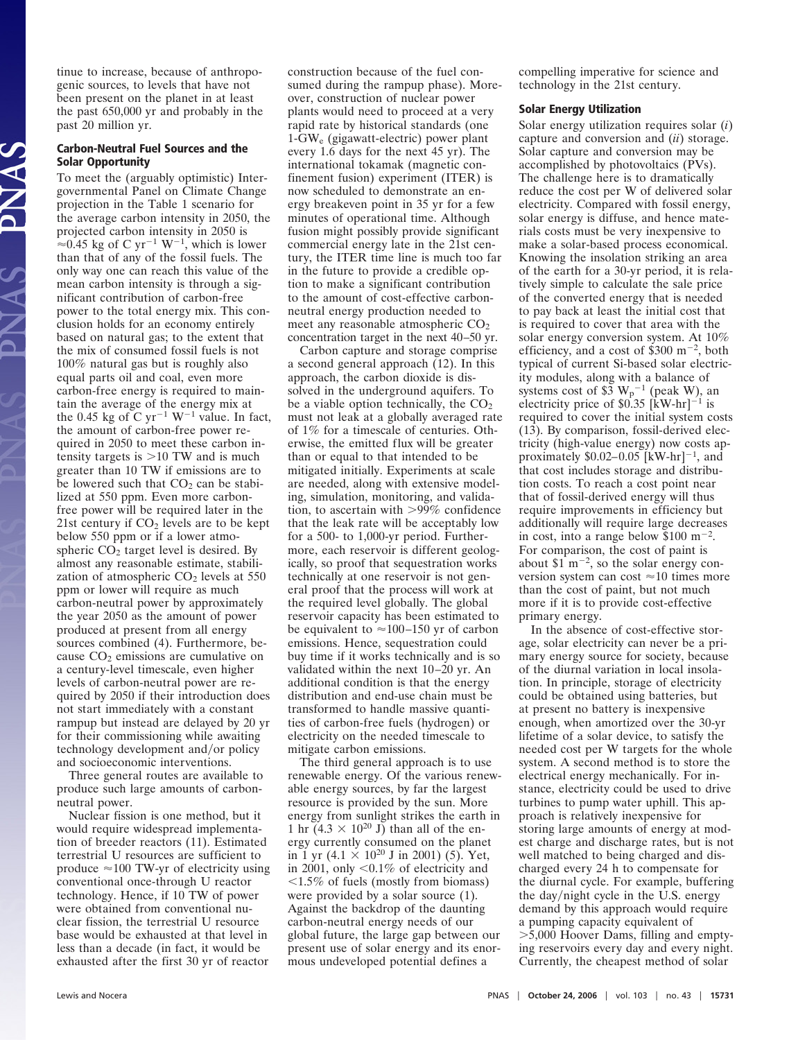tinue to increase, because of anthropogenic sources, to levels that have not been present on the planet in at least the past 650,000 yr and probably in the past 20 million yr.

## Carbon-Neutral Fuel Sources and the Solar Opportunity

To meet the (arguably optimistic) Intergovernmental Panel on Climate Change projection in the Table 1 scenario for the average carbon intensity in 2050, the projected carbon intensity in 2050 is $\approx$0.45 kg of C $yr^{-1}$ $W^{-1}$, which is lower than that of any of the fossil fuels. The only way one can reach this value of the mean carbon intensity is through a significant contribution of carbon-free power to the total energy mix. This conclusion holds for an economy entirely based on natural gas; to the extent that the mix of consumed fossil fuels is not 100% natural gas but is roughly also equal parts oil and coal, even more carbon-free energy is required to maintain the average of the energy mix at the 0.45 kg of C $yr^{-1}$ $W^{-1}$ value. In fact, the amount of carbon-free power required in 2050 to meet these carbon intensity targets is >10 TW and is much greater than 10 TW if emissions are to be lowered such that $CO_2$ can be stabilized at 550 ppm. Even more carbon-free power will be required later in the 21st century if $CO_2$ levels are to be kept below 550 ppm or if a lower atmospheric $CO_2$ target level is desired. By almost any reasonable estimate, stabilization of atmospheric $CO_2$ levels at 550 ppm or lower will require as much carbon-neutral power by approximately the year 2050 as the amount of power produced at present from all energy sources combined (4). Furthermore, because $CO_2$ emissions are cumulative on a century-level timescale, even higher levels of carbon-neutral power are required by 2050 if their introduction does not start immediately with a constant rampup but instead are delayed by 20 yr for their commissioning while awaiting technology development and/or policy and socioeconomic interventions.

Three general routes are available to produce such large amounts of carbon-neutral power.

Nuclear fission is one method, but it would require widespread implementation of breeder reactors (11). Estimated terrestrial U resources are sufficient to produce $\approx$100 TW-yr of electricity using conventional once-through U reactor technology. Hence, if 10 TW of power were obtained from conventional nuclear fission, the terrestrial U resource base would be exhausted at that level in less than a decade (in fact, it would be exhausted after the first 30 yr of reactor construction because of the fuel consumed during the rampup phase). Moreover, construction of nuclear power plants would need to proceed at a very rapid rate by historical standards (one 1-$GW_e$ (gigawatt-electric) power plant every 1.6 days for the next 45 yr). The international tokamak (magnetic confinement fusion) experiment (ITER) is now scheduled to demonstrate an energy breakeven point in 35 yr for a few minutes of operational time. Although fusion might possibly provide significant commercial energy late in the 21st century, the ITER time line is much too far in the future to provide a credible option to make a significant contribution to the amount of cost-effective carbon-neutral energy production needed to meet any reasonable atmospheric $CO_2$ concentration target in the next 40–50 yr.

Carbon capture and storage comprise a second general approach (12). In this approach, the carbon dioxide is dissolved in the underground aquifers. To be a viable option technically, the $CO_2$ must not leak at a globally averaged rate of 1% for a timescale of centuries. Otherwise, the emitted flux will be greater than or equal to that intended to be mitigated initially. Experiments at scale are needed, along with extensive modeling, simulation, monitoring, and validation, to ascertain with >99% confidence that the leak rate will be acceptably low for a 500- to 1,000-yr period. Furthermore, each reservoir is different geologically, so proof that sequestration works technically at one reservoir is not general proof that the process will work at the required level globally. The global reservoir capacity has been estimated to be equivalent to $\approx$100–150 yr of carbon emissions. Hence, sequestration could buy time if it works technically and is so validated within the next 10–20 yr. An additional condition is that the energy distribution and end-use chain must be transformed to handle massive quantities of carbon-free fuels (hydrogen) or electricity on the needed timescale to mitigate carbon emissions.

The third general approach is to use renewable energy. Of the various renewable energy sources, by far the largest resource is provided by the sun. More energy from sunlight strikes the earth in 1 hr ($4.3 \times 10^{20}$ J) than all of the energy currently consumed on the planet in 1 yr ($4.1 \times 10^{20}$ J in 2001) (5). Yet, in 2001, only <0.1% of electricity and <1.5% of fuels (mostly from biomass) were provided by a solar source (1). Against the backdrop of the daunting carbon-neutral energy needs of our global future, the large gap between our present use of solar energy and its enormous undeveloped potential defines a compelling imperative for science and technology in the 21st century.

## Solar Energy Utilization

Solar energy utilization requires solar (*i*) capture and conversion and (*ii*) storage. Solar capture and conversion may be accomplished by photovoltaics (PVs). The challenge here is to dramatically reduce the cost per W of delivered solar electricity. Compared with fossil energy, solar energy is diffuse, and hence materials costs must be very inexpensive to make a solar-based process economical. Knowing the insolation striking an area of the earth for a 30-yr period, it is relatively simple to calculate the sale price of the converted energy that is needed to pay back at least the initial cost that is required to cover that area with the solar energy conversion system. At 10% efficiency, and a cost of \$300 $m^{-2}$, both typical of current Si-based solar electricity modules, along with a balance of systems cost of \$3 $W_p^{-1}$ (peak W), an electricity price of \$0.35 $[kW\text{-}hr]^{-1}$ is required to cover the initial system costs (13). By comparison, fossil-derived electricity (high-value energy) now costs approximately \$0.02–0.05 $[kW\text{-}hr]^{-1}$, and that cost includes storage and distribution costs. To reach a cost point near that of fossil-derived energy will thus require improvements in efficiency but additionally will require large decreases in cost, into a range below \$100 $m^{-2}$. For comparison, the cost of paint is about \$1 $m^{-2}$, so the solar energy conversion system can cost $\approx$10 times more than the cost of paint, but not much more if it is to provide cost-effective primary energy.

In the absence of cost-effective storage, solar electricity can never be a primary energy source for society, because of the diurnal variation in local insolation. In principle, storage of electricity could be obtained using batteries, but at present no battery is inexpensive enough, when amortized over the 30-yr lifetime of a solar device, to satisfy the needed cost per W targets for the whole system. A second method is to store the electrical energy mechanically. For instance, electricity could be used to drive turbines to pump water uphill. This approach is relatively inexpensive for storing large amounts of energy at modest charge and discharge rates, but is not well matched to being charged and discharged every 24 h to compensate for the diurnal cycle. For example, buffering the day/night cycle in the U.S. energy demand by this approach would require a pumping capacity equivalent of >5,000 Hoover Dams, filling and emptying reservoirs every day and every night. Currently, the cheapest method of solar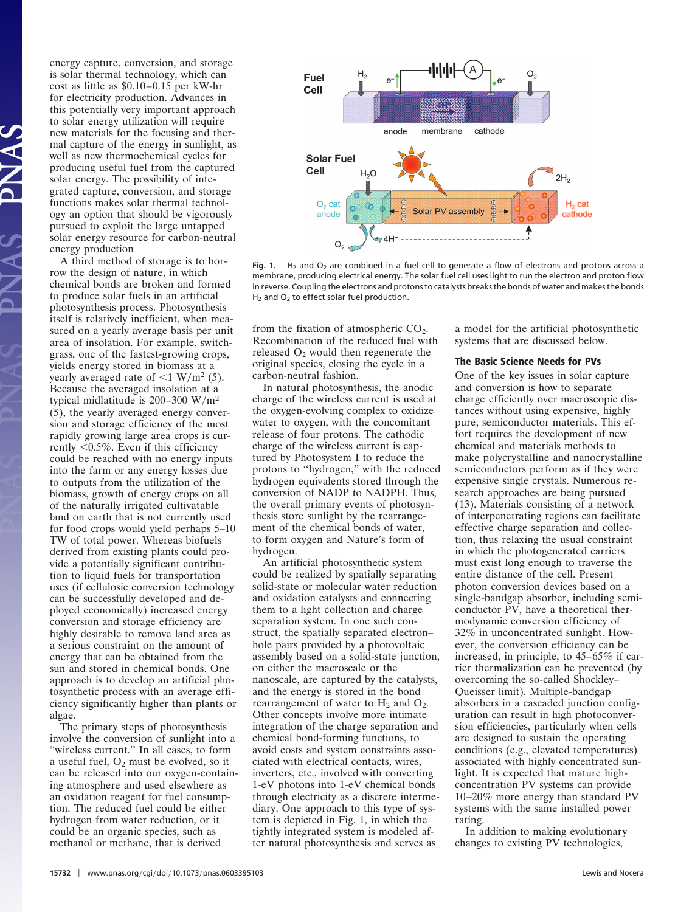energy capture, conversion, and storage is solar thermal technology, which can cost as little as \$0.10–0.15 per kW-hr for electricity production. Advances in this potentially very important approach to solar energy utilization will require new materials for the focusing and thermal capture of the energy in sunlight, as well as new thermochemical cycles for producing useful fuel from the captured solar energy. The possibility of integrated capture, conversion, and storage functions makes solar thermal technology an option that should be vigorously pursued to exploit the large untapped solar energy resource for carbon-neutral energy production

A third method of storage is to borrow the design of nature, in which chemical bonds are broken and formed to produce solar fuels in an artificial photosynthesis process. Photosynthesis itself is relatively inefficient, when measured on a yearly average basis per unit area of insolation. For example, switchgrass, one of the fastest-growing crops, yields energy stored in biomass at a yearly averaged rate of $<1$ W/m$^2$ (5). Because the averaged insolation at a typical midlatitude is 200–300 W/m$^2$ (5), the yearly averaged energy conversion and storage efficiency of the most rapidly growing large area crops is currently $<0.5\%$. Even if this efficiency could be reached with no energy inputs into the farm or any energy losses due to outputs from the utilization of the biomass, growth of energy crops on all of the naturally irrigated cultivatable land on earth that is not currently used for food crops would yield perhaps 5–10 TW of total power. Whereas biofuels derived from existing plants could provide a potentially significant contribution to liquid fuels for transportation uses (if cellulosic conversion technology can be successfully developed and deployed economically) increased energy conversion and storage efficiency are highly desirable to remove land area as a serious constraint on the amount of energy that can be obtained from the sun and stored in chemical bonds. One approach is to develop an artificial photosynthetic process with an average efficiency significantly higher than plants or algae.

The primary steps of photosynthesis involve the conversion of sunlight into a "wireless current." In all cases, to form a useful fuel, $O_2$ must be evolved, so it can be released into our oxygen-containing atmosphere and used elsewhere as an oxidation reagent for fuel consumption. The reduced fuel could be either hydrogen from water reduction, or it could be an organic species, such as methanol or methane, that is derived from the fixation of atmospheric $CO_2$. Recombination of the reduced fuel with released $O_2$ would then regenerate the original species, closing the cycle in a carbon-neutral fashion.

In natural photosynthesis, the anodic charge of the wireless current is used at the oxygen-evolving complex to oxidize water to oxygen, with the concomitant release of four protons. The cathodic charge of the wireless current is captured by Photosystem I to reduce the protons to "hydrogen," with the reduced hydrogen equivalents stored through the conversion of NADP to NADPH. Thus, the overall primary events of photosynthesis store sunlight by the rearrangement of the chemical bonds of water, to form oxygen and Nature's form of hydrogen.

An artificial photosynthetic system could be realized by spatially separating solid-state or molecular water reduction and oxidation catalysts and connecting them to a light collection and charge separation system. In one such construct, the spatially separated electron–hole pairs provided by a photovoltaic assembly based on a solid-state junction, on either the macroscale or the nanoscale, are captured by the catalysts, and the energy is stored in the bond rearrangement of water to $H_2$ and $O_2$. Other concepts involve more intimate integration of the charge separation and chemical bond-forming functions, to avoid costs and system constraints associated with electrical contacts, wires, inverters, etc., involved with converting 1-eV photons into 1-eV chemical bonds through electricity as a discrete intermediary. One approach to this type of system is depicted in Fig. 1, in which the tightly integrated system is modeled after natural photosynthesis and serves as a model for the artificial photosynthetic systems that are discussed below.

**Fig. 1.** $H_2$ and $O_2$ are combined in a fuel cell to generate a flow of electrons and protons across a membrane, producing electrical energy. The solar fuel cell uses light to run the electron and proton flow in reverse. Coupling the electrons and protons to catalysts breaks the bonds of water and makes the bonds $H_2$ and $O_2$ to effect solar fuel production.

## The Basic Science Needs for PVs

One of the key issues in solar capture and conversion is how to separate charge efficiently over macroscopic distances without using expensive, highly pure, semiconductor materials. This effort requires the development of new chemical and materials methods to make polycrystalline and nanocrystalline semiconductors perform as if they were expensive single crystals. Numerous research approaches are being pursued (13). Materials consisting of a network of interpenetrating regions can facilitate effective charge separation and collection, thus relaxing the usual constraint in which the photogenerated carriers must exist long enough to traverse the entire distance of the cell. Present photon conversion devices based on a single-bandgap absorber, including semiconductor PV, have a theoretical thermodynamic conversion efficiency of 32% in unconcentrated sunlight. However, the conversion efficiency can be increased, in principle, to 45–65% if carrier thermalization can be prevented (by overcoming the so-called Shockley–Queisser limit). Multiple-bandgap absorbers in a cascaded junction configuration can result in high photoconversion efficiencies, particularly when cells are designed to sustain the operating conditions (e.g., elevated temperatures) associated with highly concentrated sunlight. It is expected that mature high-concentration PV systems can provide 10–20% more energy than standard PV systems with the same installed power rating.

In addition to making evolutionary changes to existing PV technologies,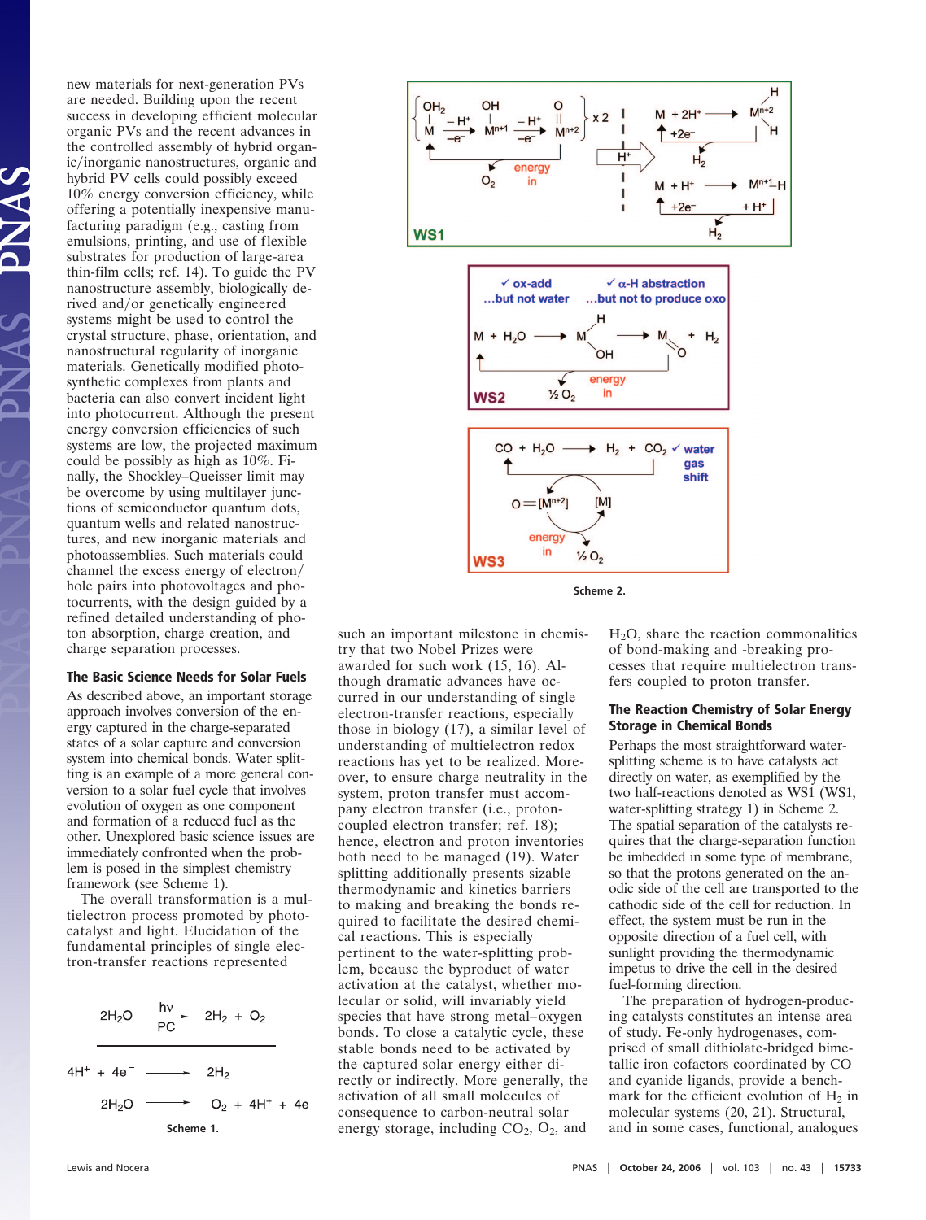new materials for next-generation PVs are needed. Building upon the recent success in developing efficient molecular organic PVs and the recent advances in the controlled assembly of hybrid organic/inorganic nanostructures, organic and hybrid PV cells could possibly exceed 10% energy conversion efficiency, while offering a potentially inexpensive manufacturing paradigm (e.g., casting from emulsions, printing, and use of flexible substrates for production of large-area thin-film cells; ref. 14). To guide the PV nanostructure assembly, biologically derived and/or genetically engineered systems might be used to control the crystal structure, phase, orientation, and nanostructural regularity of inorganic materials. Genetically modified photosynthetic complexes from plants and bacteria can also convert incident light into photocurrent. Although the present energy conversion efficiencies of such systems are low, the projected maximum could be possibly as high as 10%. Finally, the Shockley–Queisser limit may be overcome by using multilayer junctions of semiconductor quantum dots, quantum wells and related nanostructures, and new inorganic materials and photoassemblies. Such materials could channel the excess energy of electron/hole pairs into photovoltages and photocurrents, with the design guided by a refined detailed understanding of photon absorption, charge creation, and charge separation processes.

## The Basic Science Needs for Solar Fuels

As described above, an important storage approach involves conversion of the energy captured in the charge-separated states of a solar capture and conversion system into chemical bonds. Water splitting is an example of a more general conversion to a solar fuel cycle that involves evolution of oxygen as one component and formation of a reduced fuel as the other. Unexplored basic science issues are immediately confronted when the problem is posed in the simplest chemistry framework (see Scheme 1).

The overall transformation is a multielectron process promoted by photocatalyst and light. Elucidation of the fundamental principles of single electron-transfer reactions represented such an important milestone in chemistry that two Nobel Prizes were awarded for such work (15, 16). Although dramatic advances have occurred in our understanding of single electron-transfer reactions, especially those in biology (17), a similar level of understanding of multielectron redox reactions has yet to be realized. Moreover, to ensure charge neutrality in the system, proton transfer must accompany electron transfer (i.e., proton-coupled electron transfer; ref. 18); hence, electron and proton inventories both need to be managed (19). Water splitting additionally presents sizable thermodynamic and kinetics barriers to making and breaking the bonds required to facilitate the desired chemical reactions. This is especially pertinent to the water-splitting problem, because the byproduct of water activation at the catalyst, whether molecular or solid, will invariably yield species that have strong metal–oxygen bonds. To close a catalytic cycle, these stable bonds need to be activated by the captured solar energy either directly or indirectly. More generally, the activation of all small molecules of consequence to carbon-neutral solar energy storage, including $CO_2$, $O_2$, and $H_2O$, share the reaction commonalities of bond-making and -breaking processes that require multielectron transfers coupled to proton transfer.

$$2H_2O \xrightarrow[PC]{h\nu} 2H_2 + O_2$$

$$4H^+ + 4e^- \longrightarrow 2H_2$$

$$2H_2O \longrightarrow O_2 + 4H^+ + 4e^-$$

Scheme 1.

Scheme 2.

## The Reaction Chemistry of Solar Energy Storage in Chemical Bonds

Perhaps the most straightforward water-splitting scheme is to have catalysts act directly on water, as exemplified by the two half-reactions denoted as WS1 (WS1, water-splitting strategy 1) in Scheme 2. The spatial separation of the catalysts requires that the charge-separation function be imbedded in some type of membrane, so that the protons generated on the anodic side of the cell are transported to the cathodic side of the cell for reduction. In effect, the system must be run in the opposite direction of a fuel cell, with sunlight providing the thermodynamic impetus to drive the cell in the desired fuel-forming direction.

The preparation of hydrogen-producing catalysts constitutes an intense area of study. Fe-only hydrogenases, comprised of small dithiolate-bridged bimetallic iron cofactors coordinated by CO and cyanide ligands, provide a benchmark for the efficient evolution of $H_2$ in molecular systems (20, 21). Structural, and in some cases, functional, analogues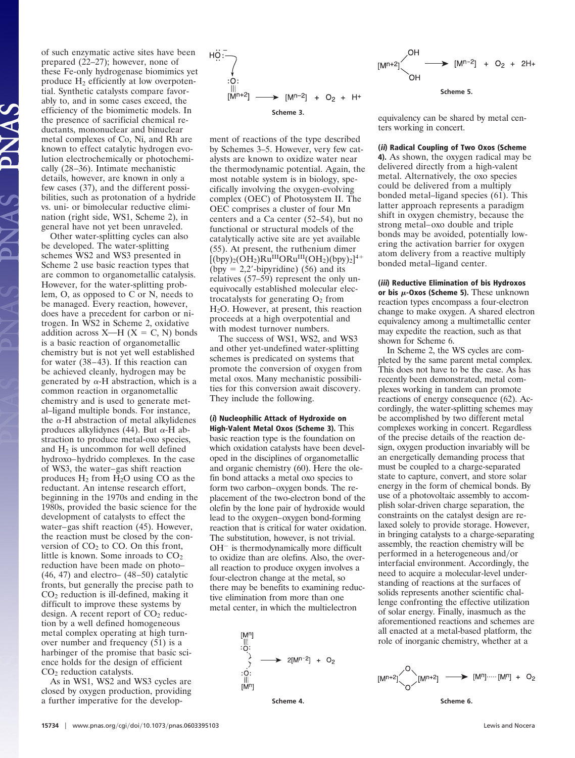of such enzymatic active sites have been prepared (22–27); however, none of these Fe-only hydrogenase biomimics yet produce $H_2$ efficiently at low overpotential. Synthetic catalysts compare favorably to, and in some cases exceed, the efficiency of the biomimetic models. In the presence of sacrificial chemical reductants, mononuclear and binuclear metal complexes of Co, Ni, and Rh are known to effect catalytic hydrogen evolution electrochemically or photochemically (28–36). Intimate mechanistic details, however, are known in only a few cases (37), and the different possibilities, such as protonation of a hydride vs. uni- or bimolecular reductive elimination (right side, WS1, Scheme 2), in general have not yet been unraveled.

Other water-splitting cycles can also be developed. The water-splitting schemes WS2 and WS3 presented in Scheme 2 use basic reaction types that are common to organometallic catalysis. However, for the water-splitting problem, O, as opposed to C or N, needs to be managed. Every reaction, however, does have a precedent for carbon or nitrogen. In WS2 in Scheme 2, oxidative addition across X—H (X = C, N) bonds is a basic reaction of organometallic chemistry but is not yet well established for water (38–43). If this reaction can be achieved cleanly, hydrogen may be generated by α-H abstraction, which is a common reaction in organometallic chemistry and is used to generate metal–ligand multiple bonds. For instance, the α-H abstraction of metal alkylidenes produces alkylidynes (44). But α-H abstraction to produce metal-oxo species, and $H_2$ is uncommon for well defined hydroxo–hydrido complexes. In the case of WS3, the water–gas shift reaction produces $H_2$ from $H_2O$ using CO as the reductant. An intense research effort, beginning in the 1970s and ending in the 1980s, provided the basic science for the development of catalysts to effect the water–gas shift reaction (45). However, the reaction must be closed by the conversion of $CO_2$ to CO. On this front, little is known. Some inroads to $CO_2$ reduction have been made on photo– (46, 47) and electro– (48–50) catalytic fronts, but generally the precise path to $CO_2$ reduction is ill-defined, making it difficult to improve these systems by design. A recent report of $CO_2$ reduction by a well defined homogeneous metal complex operating at high turnover number and frequency (51) is a harbinger of the promise that basic science holds for the design of efficient $CO_2$ reduction catalysts.

As in WS1, WS2 and WS3 cycles are closed by oxygen production, providing a further imperative for the development of reactions of the type described by Schemes 3–5. However, very few catalysts are known to oxidize water near the thermodynamic potential. Again, the most notable system is in biology, specifically involving the oxygen-evolving complex (OEC) of Photosystem II. The OEC comprises a cluster of four Mn centers and a Ca center (52–54), but no functional or structural models of the catalytically active site are yet available (55). At present, the ruthenium dimer $[(bpy)_2(OH_2)Ru^{III}ORu^{III}(OH_2)(bpy)_2]^{4+}$ (bpy = 2,2′-bipyridine) (56) and its relatives (57–59) represent the only unequivocally established molecular electrocatalysts for generating $O_2$ from $H_2O$. However, at present, this reaction proceeds at a high overpotential and with modest turnover numbers.

The success of WS1, WS2, and WS3 and other yet-undefined water-splitting schemes is predicated on systems that promote the conversion of oxygen from metal oxos. Many mechanistic possibilities for this conversion await discovery. They include the following.

$$HO^- + [M^{n+2}]{=}O \longrightarrow [M^{n-2}] + O_2 + H^+$$

**Scheme 3.**

**(*i*) Nucleophilic Attack of Hydroxide on High-Valent Metal Oxos (Scheme 3).** This basic reaction type is the foundation on which oxidation catalysts have been developed in the disciplines of organometallic and organic chemistry (60). Here the olefin bond attacks a metal oxo species to form two carbon–oxygen bonds. The replacement of the two-electron bond of the olefin by the lone pair of hydroxide would lead to the oxygen–oxygen bond-forming reaction that is critical for water oxidation. The substitution, however, is not trivial. $OH^-$ is thermodynamically more difficult to oxidize than are olefins. Also, the overall reaction to produce oxygen involves a four-electron change at the metal, so there may be benefits to examining reductive elimination from more than one metal center, in which the multielectron equivalency can be shared by metal centers working in concert.

$$[M^n]{=}O + O{=}[M^n] \longrightarrow 2[M^{n-2}] + O_2$$

**Scheme 4.**

**(*ii*) Radical Coupling of Two Oxos (Scheme 4).** As shown, the oxygen radical may be delivered directly from a high-valent metal. Alternatively, the oxo species could be delivered from a multiply bonded metal–ligand species (61). This latter approach represents a paradigm shift in oxygen chemistry, because the strong metal–oxo double and triple bonds may be avoided, potentially lowering the activation barrier for oxygen atom delivery from a reactive multiply bonded metal–ligand center.

$$[M^{n+2}](OH)_2 \longrightarrow [M^{n-2}] + O_2 + 2H^+$$

**Scheme 5.**

**(*iii*) Reductive Elimination of bis Hydroxos or bis μ-Oxos (Scheme 5).** These unknown reaction types encompass a four-electron change to make oxygen. A shared electron equivalency among a multimetallic center may expedite the reaction, such as that shown for Scheme 6.

$$[M^{n+2}](\mu\text{-}O)_2[M^{n+2}] \longrightarrow [M^n]\cdots[M^n] + O_2$$

**Scheme 6.**

In Scheme 2, the WS cycles are completed by the same parent metal complex. This does not have to be the case. As has recently been demonstrated, metal complexes working in tandem can promote reactions of energy consequence (62). Accordingly, the water-splitting schemes may be accomplished by two different metal complexes working in concert. Regardless of the precise details of the reaction design, oxygen production invariably will be an energetically demanding process that must be coupled to a charge-separated state to capture, convert, and store solar energy in the form of chemical bonds. By use of a photovoltaic assembly to accomplish solar-driven charge separation, the constraints on the catalyst design are relaxed solely to provide storage. However, in bringing catalysts to a charge-separating assembly, the reaction chemistry will be performed in a heterogeneous and/or interfacial environment. Accordingly, the need to acquire a molecular-level understanding of reactions at the surfaces of solids represents another scientific challenge confronting the effective utilization of solar energy. Finally, inasmuch as the aforementioned reactions and schemes are all enacted at a metal-based platform, the role of inorganic chemistry, whether at a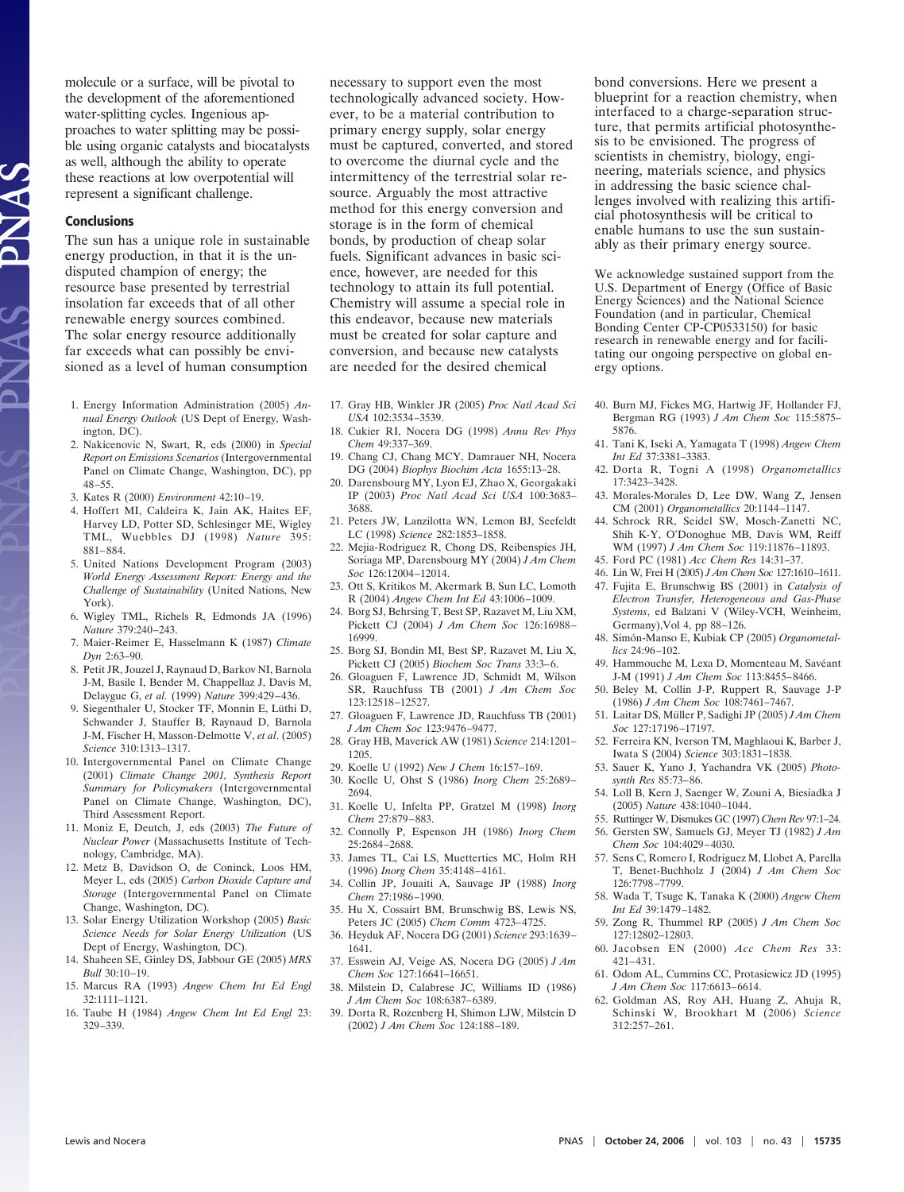molecule or a surface, will be pivotal to the development of the aforementioned water-splitting cycles. Ingenious approaches to water splitting may be possible using organic catalysts and biocatalysts as well, although the ability to operate these reactions at low overpotential will represent a significant challenge.

## Conclusions

The sun has a unique role in sustainable energy production, in that it is the undisputed champion of energy; the resource base presented by terrestrial insolation far exceeds that of all other renewable energy sources combined. The solar energy resource additionally far exceeds what can possibly be envisioned as a level of human consumption necessary to support even the most technologically advanced society. However, to be a material contribution to primary energy supply, solar energy must be captured, converted, and stored to overcome the diurnal cycle and the intermittency of the terrestrial solar resource. Arguably the most attractive method for this energy conversion and storage is in the form of chemical bonds, by production of cheap solar fuels. Significant advances in basic science, however, are needed for this technology to attain its full potential. Chemistry will assume a special role in this endeavor, because new materials must be created for solar capture and conversion, and because new catalysts are needed for the desired chemical bond conversions. Here we present a blueprint for a reaction chemistry, when interfaced to a charge-separation structure, that permits artificial photosynthesis to be envisioned. The progress of scientists in chemistry, biology, engineering, materials science, and physics in addressing the basic science challenges involved with realizing this artificial photosynthesis will be critical to enable humans to use the sun sustainably as their primary energy source.

We acknowledge sustained support from the U.S. Department of Energy (Office of Basic Energy Sciences) and the National Science Foundation (and in particular, Chemical Bonding Center CP-CP0533150) for basic research in renewable energy and for facilitating our ongoing perspective on global energy options.

1. Energy Information Administration (2005) *Annual Energy Outlook* (US Dept of Energy, Washington, DC).
2. Nakicenovic N, Swart, R, eds (2000) in *Special Report on Emissions Scenarios* (Intergovernmental Panel on Climate Change, Washington, DC), pp 48–55.
3. Kates R (2000) *Environment* 42:10–19.
4. Hoffert MI, Caldeira K, Jain AK, Haites EF, Harvey LD, Potter SD, Schlesinger ME, Wigley TML, Wuebbles DJ (1998) *Nature* 395: 881–884.
5. United Nations Development Program (2003) *World Energy Assessment Report: Energy and the Challenge of Sustainability* (United Nations, New York).
6. Wigley TML, Richels R, Edmonds JA (1996) *Nature* 379:240–243.
7. Maier-Reimer E, Hasselmann K (1987) *Climate Dyn* 2:63–90.
8. Petit JR, Jouzel J, Raynaud D, Barkov NI, Barnola J-M, Basile I, Bender M, Chappellaz J, Davis M, Delaygue G, *et al.* (1999) *Nature* 399:429–436.
9. Siegenthaler U, Stocker TF, Monnin E, Lüthi D, Schwander J, Stauffer B, Raynaud D, Barnola J-M, Fischer H, Masson-Delmotte V, *et al*. (2005) *Science* 310:1313–1317.
10. Intergovernmental Panel on Climate Change (2001) *Climate Change 2001, Synthesis Report Summary for Policymakers* (Intergovernmental Panel on Climate Change, Washington, DC), Third Assessment Report.
11. Moniz E, Deutch, J, eds (2003) *The Future of Nuclear Power* (Massachusetts Institute of Technology, Cambridge, MA).
12. Metz B, Davidson O, de Coninck, Loos HM, Meyer L, eds (2005) *Carbon Dioxide Capture and Storage* (Intergovernmental Panel on Climate Change, Washington, DC).
13. Solar Energy Utilization Workshop (2005) *Basic Science Needs for Solar Energy Utilization* (US Dept of Energy, Washington, DC).
14. Shaheen SE, Ginley DS, Jabbour GE (2005) *MRS Bull* 30:10–19.
15. Marcus RA (1993) *Angew Chem Int Ed Engl* 32:1111–1121.
16. Taube H (1984) *Angew Chem Int Ed Engl* 23: 329–339.
17. Gray HB, Winkler JR (2005) *Proc Natl Acad Sci USA* 102:3534–3539.
18. Cukier RI, Nocera DG (1998) *Annu Rev Phys Chem* 49:337–369.
19. Chang CJ, Chang MCY, Damrauer NH, Nocera DG (2004) *Biophys Biochim Acta* 1655:13–28.
20. Darensbourg MY, Lyon EJ, Zhao X, Georgakaki IP (2003) *Proc Natl Acad Sci USA* 100:3683–3688.
21. Peters JW, Lanzilotta WN, Lemon BJ, Seefeldt LC (1998) *Science* 282:1853–1858.
22. Mejia-Rodriguez R, Chong DS, Reibenspies JH, Soriaga MP, Darensbourg MY (2004) *J Am Chem Soc* 126:12004–12014.
23. Ott S, Kritikos M, Akermark B, Sun LC, Lomoth R (2004) *Angew Chem Int Ed* 43:1006–1009.
24. Borg SJ, Behrsing T, Best SP, Razavet M, Liu XM, Pickett CJ (2004) *J Am Chem Soc* 126:16988–16999.
25. Borg SJ, Bondin MI, Best SP, Razavet M, Liu X, Pickett CJ (2005) *Biochem Soc Trans* 33:3–6.
26. Gloaguen F, Lawrence JD, Schmidt M, Wilson SR, Rauchfuss TB (2001) *J Am Chem Soc* 123:12518–12527.
27. Gloaguen F, Lawrence JD, Rauchfuss TB (2001) *J Am Chem Soc* 123:9476–9477.
28. Gray HB, Maverick AW (1981) *Science* 214:1201–1205.
29. Koelle U (1992) *New J Chem* 16:157–169.
30. Koelle U, Ohst S (1986) *Inorg Chem* 25:2689–2694.
31. Koelle U, Infelta PP, Gratzel M (1998) *Inorg Chem* 27:879–883.
32. Connolly P, Espenson JH (1986) *Inorg Chem* 25:2684–2688.
33. James TL, Cai LS, Muetterties MC, Holm RH (1996) *Inorg Chem* 35:4148–4161.
34. Collin JP, Jouaiti A, Sauvage JP (1988) *Inorg Chem* 27:1986–1990.
35. Hu X, Cossairt BM, Brunschwig BS, Lewis NS, Peters JC (2005) *Chem Comm* 4723–4725.
36. Heyduk AF, Nocera DG (2001) *Science* 293:1639–1641.
37. Esswein AJ, Veige AS, Nocera DG (2005) *J Am Chem Soc* 127:16641–16651.
38. Milstein D, Calabrese JC, Williams ID (1986) *J Am Chem Soc* 108:6387–6389.
39. Dorta R, Rozenberg H, Shimon LJW, Milstein D (2002) *J Am Chem Soc* 124:188–189.
40. Burn MJ, Fickes MG, Hartwig JF, Hollander FJ, Bergman RG (1993) *J Am Chem Soc* 115:5875–5876.
41. Tani K, Iseki A, Yamagata T (1998) *Angew Chem Int Ed* 37:3381–3383.
42. Dorta R, Togni A (1998) *Organometallics* 17:3423–3428.
43. Morales-Morales D, Lee DW, Wang Z, Jensen CM (2001) *Organometallics* 20:1144–1147.
44. Schrock RR, Seidel SW, Mosch-Zanetti NC, Shih K-Y, O'Donoghue MB, Davis WM, Reiff WM (1997) *J Am Chem Soc* 119:11876–11893.
45. Ford PC (1981) *Acc Chem Res* 14:31–37.
46. Lin W, Frei H (2005) *J Am Chem Soc* 127:1610–1611.
47. Fujita E, Brunschwig BS (2001) in *Catalysis of Electron Transfer, Heterogeneous and Gas-Phase Systems*, ed Balzani V (Wiley-VCH, Weinheim, Germany),Vol 4, pp 88–126.
48. Simón-Manso E, Kubiak CP (2005) *Organometallics* 24:96–102.
49. Hammouche M, Lexa D, Momenteau M, Savéant J-M (1991) *J Am Chem Soc* 113:8455–8466.
50. Beley M, Collin J-P, Ruppert R, Sauvage J-P (1986) *J Am Chem Soc* 108:7461–7467.
51. Laitar DS, Müller P, Sadighi JP (2005) *J Am Chem Soc* 127:17196–17197.
52. Ferreira KN, Iverson TM, Maghlaoui K, Barber J, Iwata S (2004) *Science* 303:1831–1838.
53. Sauer K, Yano J, Yachandra VK (2005) *Photosynth Res* 85:73–86.
54. Loll B, Kern J, Saenger W, Zouni A, Biesiadka J (2005) *Nature* 438:1040–1044.
55. Ruttinger W, Dismukes GC (1997) *Chem Rev* 97:1–24.
56. Gersten SW, Samuels GJ, Meyer TJ (1982) *J Am Chem Soc* 104:4029–4030.
57. Sens C, Romero I, Rodriguez M, Llobet A, Parella T, Benet-Buchholz J (2004) *J Am Chem Soc* 126:7798–7799.
58. Wada T, Tsuge K, Tanaka K (2000) *Angew Chem Int Ed* 39:1479–1482.
59. Zong R, Thummel RP (2005) *J Am Chem Soc* 127:12802–12803.
60. Jacobsen EN (2000) *Acc Chem Res* 33: 421–431.
61. Odom AL, Cummins CC, Protasiewicz JD (1995) *J Am Chem Soc* 117:6613–6614.
62. Goldman AS, Roy AH, Huang Z, Ahuja R, Schinski W, Brookhart M (2006) *Science* 312:257–261.